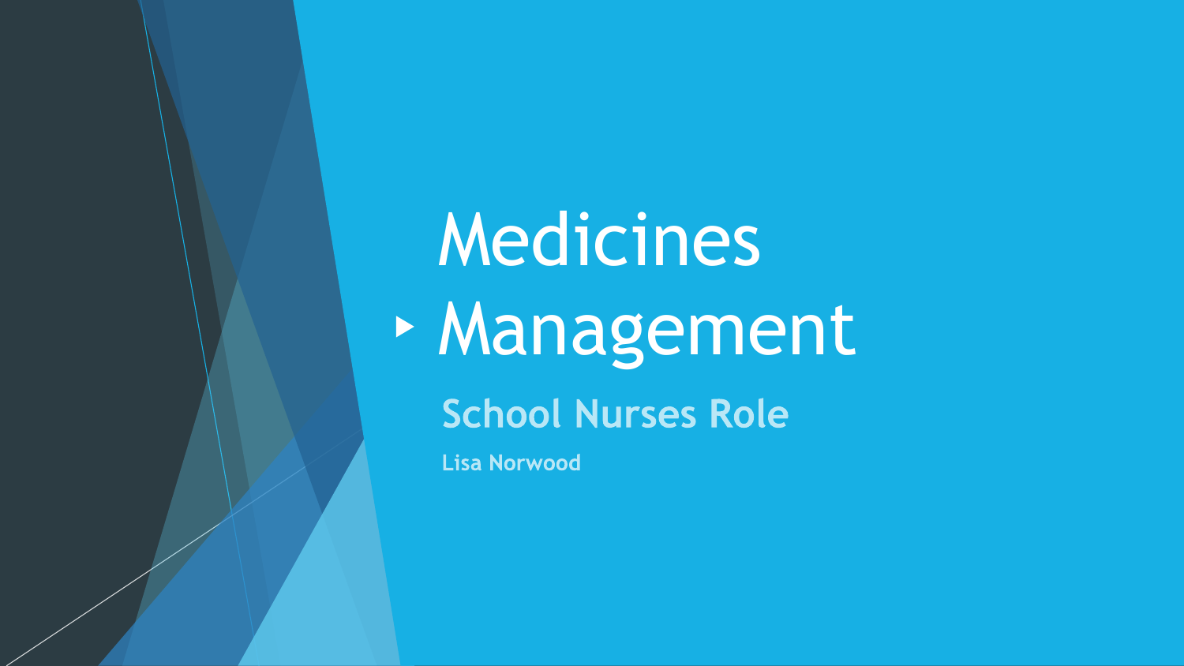# Medicines Management

## School Nurses Role

**Lisa Norwood**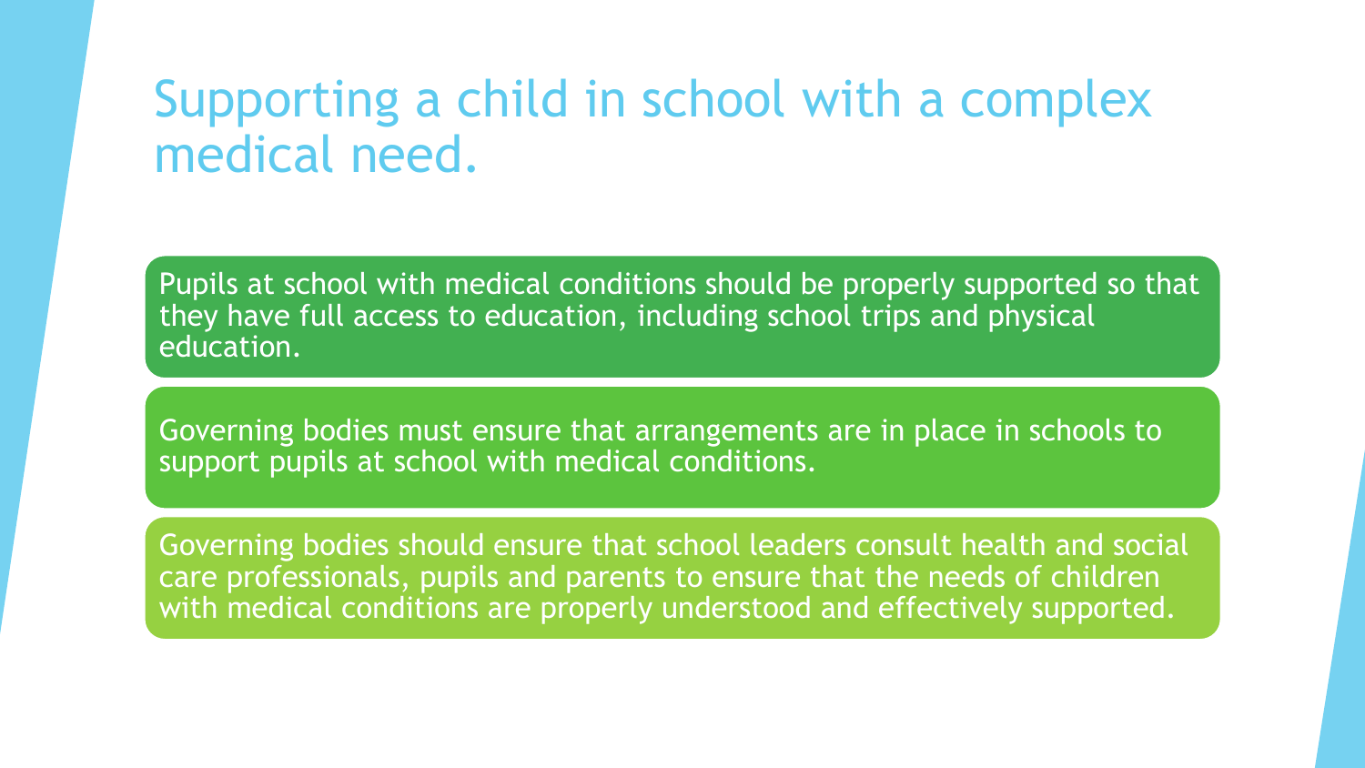# Supporting a child in school with a complex medical need.

Pupils at school with medical conditions should be properly supported so that they have full access to education, including school trips and physical education.

Governing bodies must ensure that arrangements are in place in schools to support pupils at school with medical conditions.

Governing bodies should ensure that school leaders consult health and social care professionals, pupils and parents to ensure that the needs of children with medical conditions are properly understood and effectively supported.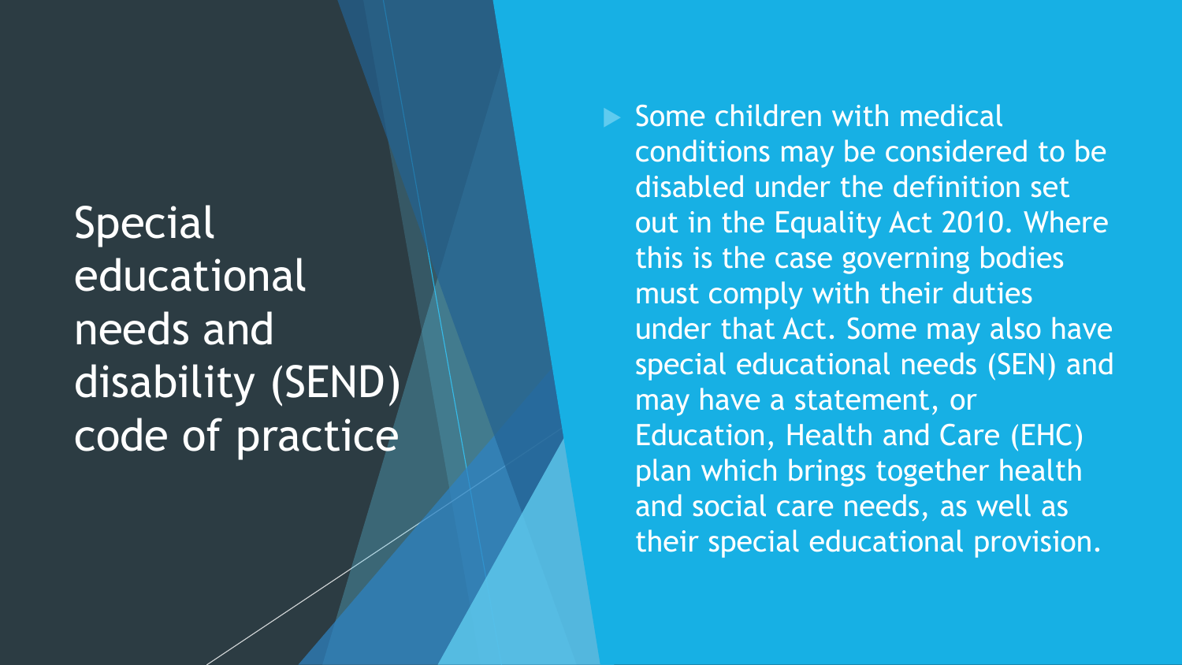# Special educational needs and disability (SEND) code of practice

- Some children with medical conditions may be considered to be disabled under the definition set out in the Equality Act 2010. Where this is the case governing bodies must comply with their duties under that Act. Some may also have special educational needs (SEN) and may have a statement, or Education, Health and Care (EHC) plan which brings together health and social care needs, as well as their special educational provision.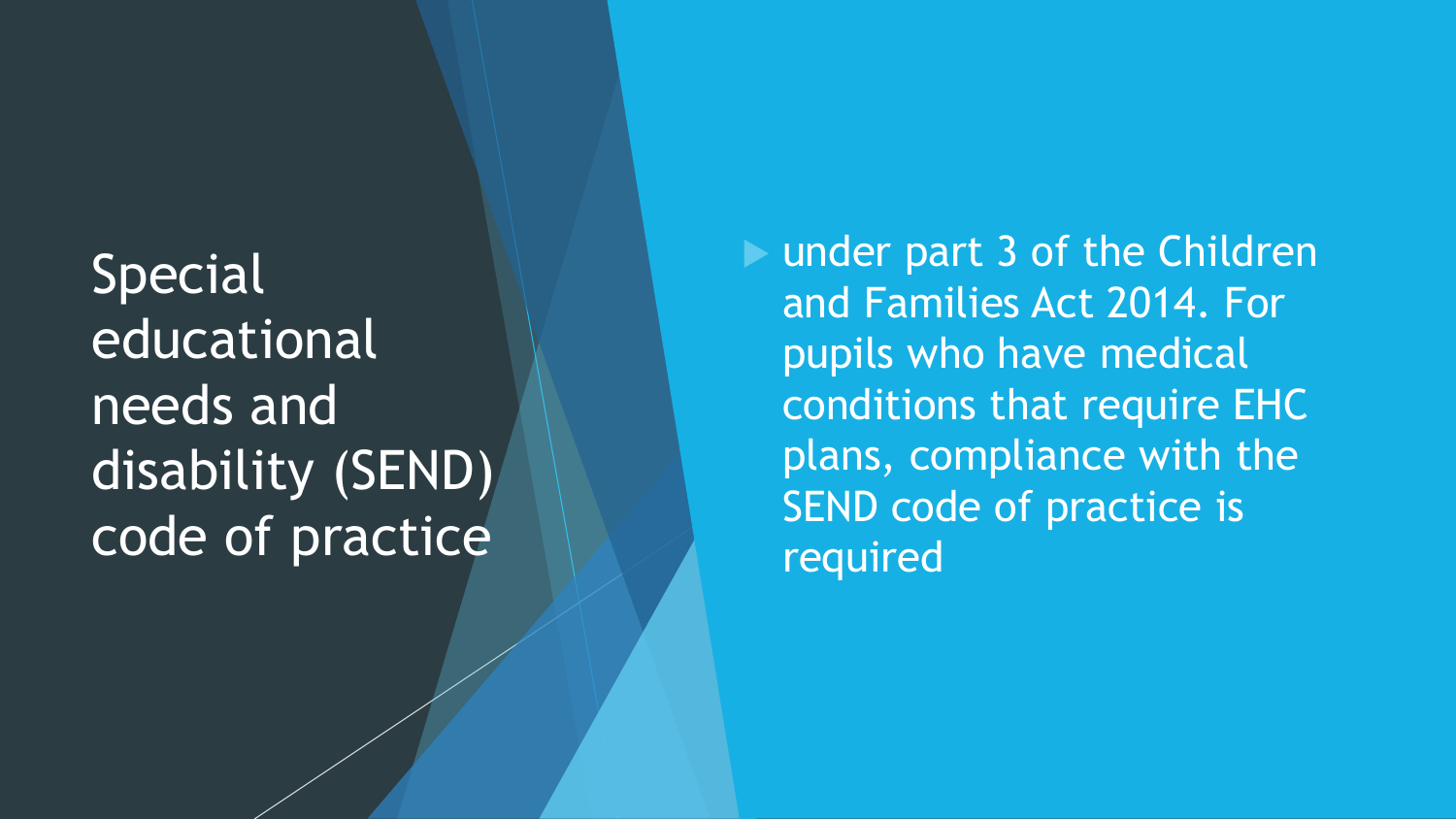# Special educational needs and disability (SEND) code of practice

- under part 3 of the Children and Families Act 2014. For pupils who have medical conditions that require EHC plans, compliance with the SEND code of practice is required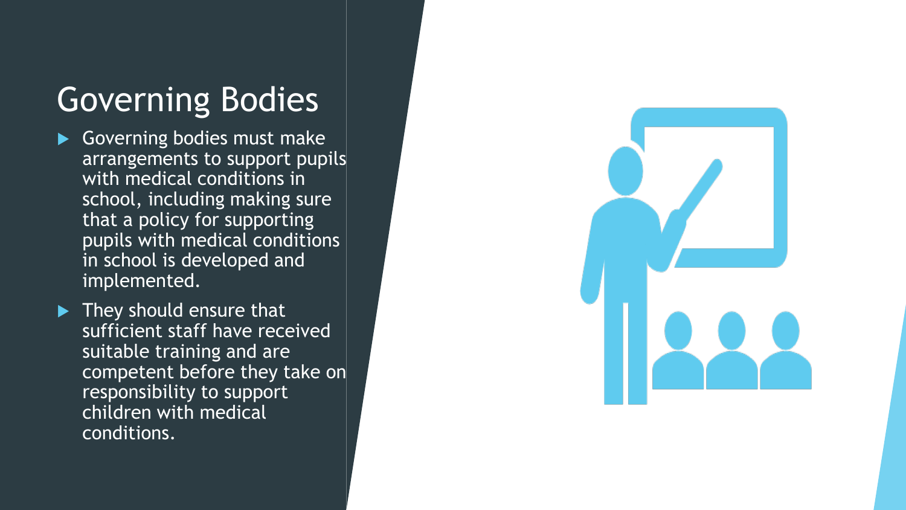# Governing Bodies

- Governing bodies must make arrangements to support pupils with medical conditions in school, including making sure that a policy for supporting pupils with medical conditions in school is developed and implemented.
- They should ensure that sufficient staff have received suitable training and are competent before they take on responsibility to support children with medical conditions.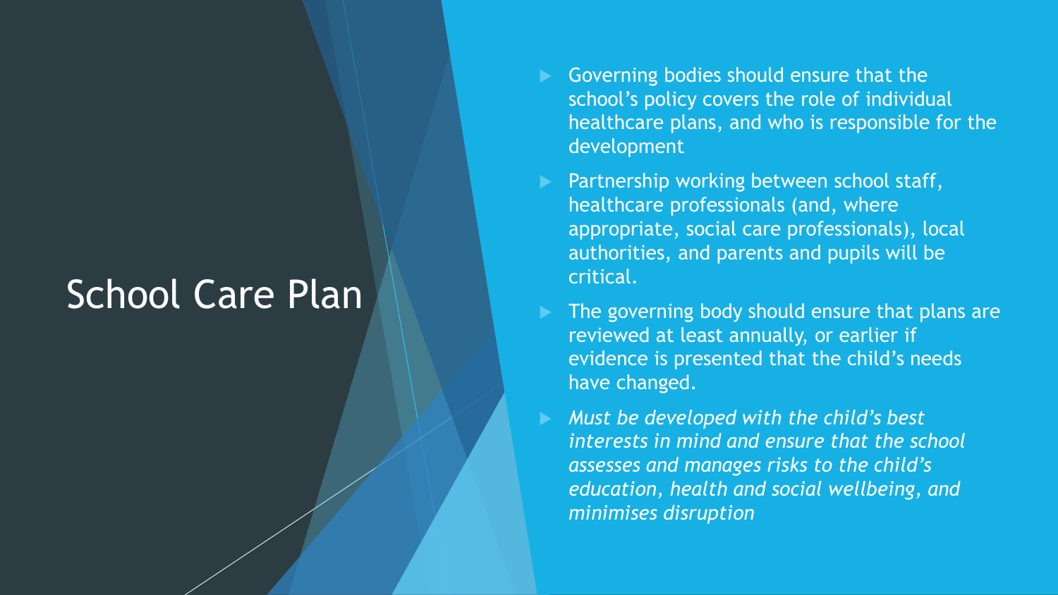# School Care Plan

- Governing bodies should ensure that the school's policy covers the role of individual healthcare plans, and who is responsible for the development
- Partnership working between school staff, healthcare professionals (and, where appropriate, social care professionals), local authorities, and parents and pupils will be critical.
- The governing body should ensure that plans are reviewed at least annually, or earlier if evidence is presented that the child's needs have changed.
- *Must be developed with the child's best interests in mind and ensure that the school assesses and manages risks to the child's education, health and social wellbeing, and minimises disruption*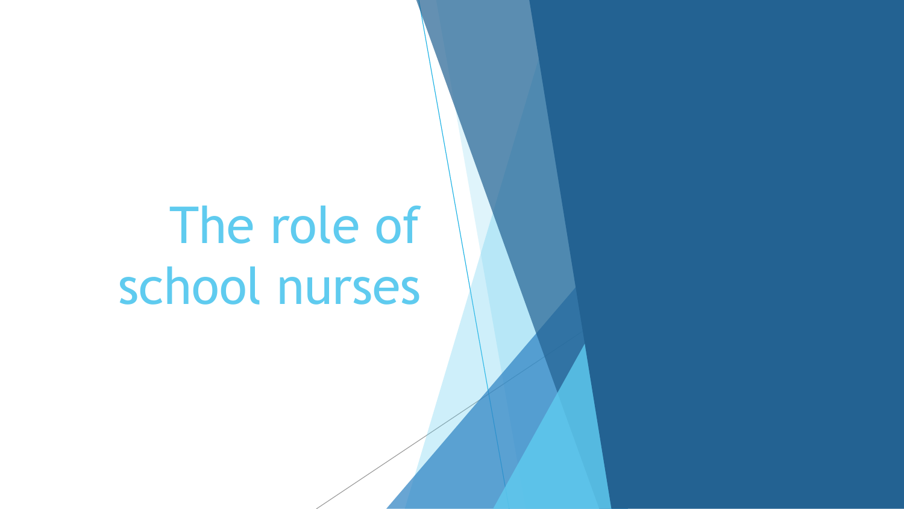# The role of school nurses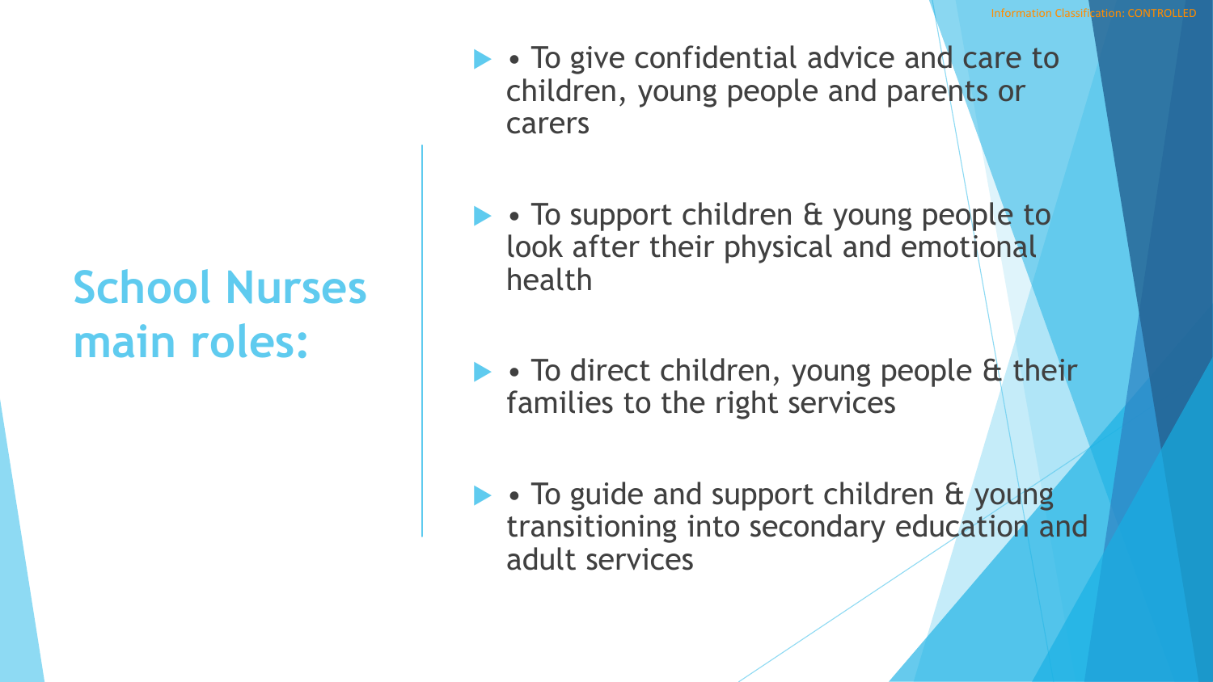# School Nurses main roles:

- • To give confidential advice and care to children, young people and parents or carers
- • To support children & young people to look after their physical and emotional health
- • To direct children, young people & their families to the right services
- • To guide and support children & young transitioning into secondary education and adult services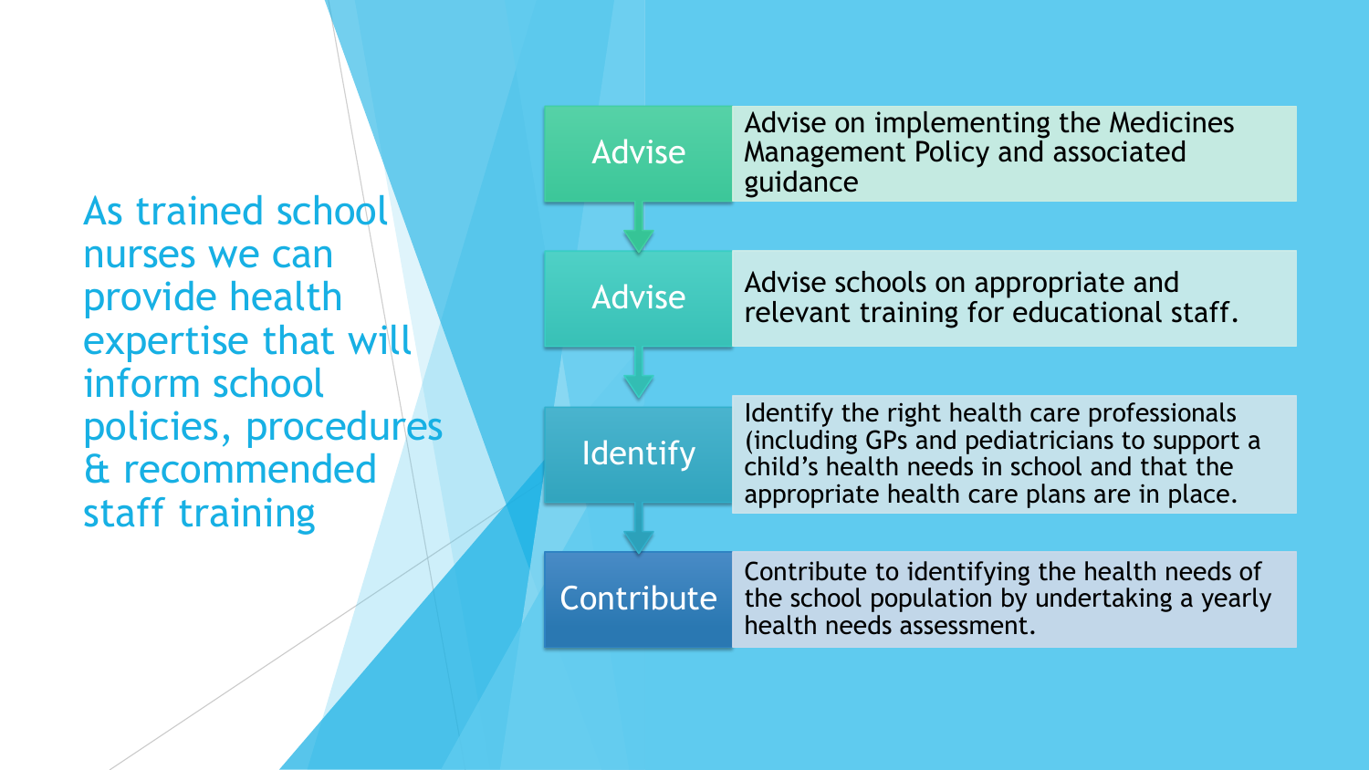# As trained school nurses we can provide health expertise that will inform school policies, procedures & recommended staff training

- **Advise** — Advise on implementing the Medicines Management Policy and associated guidance
- **Advise** — Advise schools on appropriate and relevant training for educational staff.
- **Identify** — Identify the right health care professionals (including GPs and pediatricians to support a child's health needs in school and that the appropriate health care plans are in place.
- **Contribute** — Contribute to identifying the health needs of the school population by undertaking a yearly health needs assessment.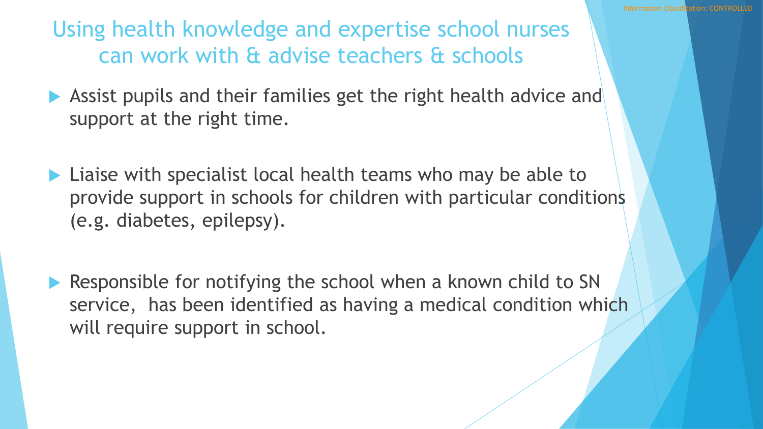# Using health knowledge and expertise school nurses can work with & advise teachers & schools

- Assist pupils and their families get the right health advice and support at the right time.
- Liaise with specialist local health teams who may be able to provide support in schools for children with particular conditions (e.g. diabetes, epilepsy).
- Responsible for notifying the school when a known child to SN service, has been identified as having a medical condition which will require support in school.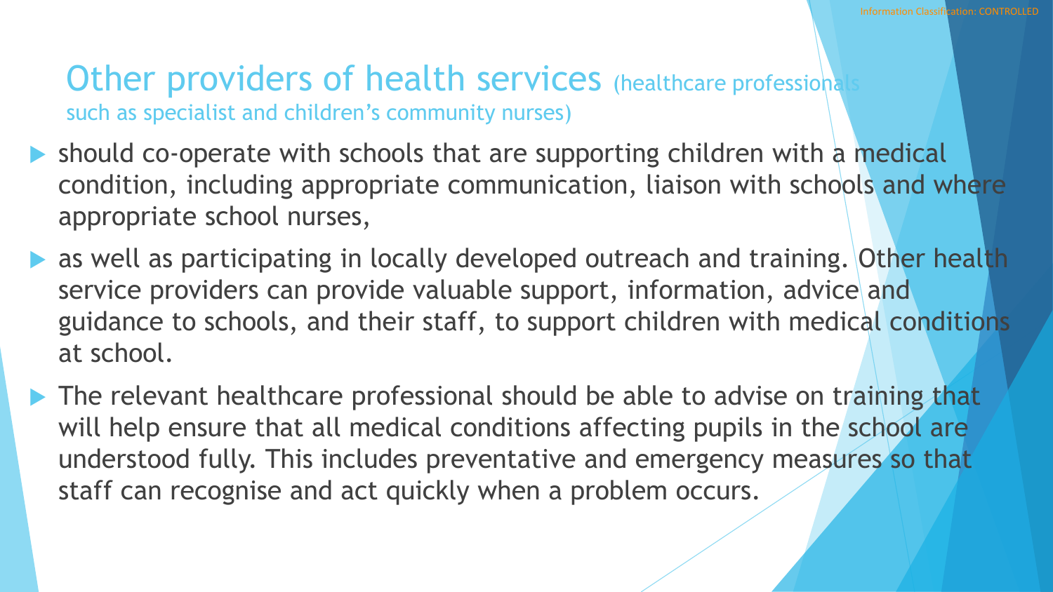## Other providers of health services (healthcare professionals such as specialist and children's community nurses)

- should co-operate with schools that are supporting children with a medical condition, including appropriate communication, liaison with schools and where appropriate school nurses,
- as well as participating in locally developed outreach and training. Other health service providers can provide valuable support, information, advice and guidance to schools, and their staff, to support children with medical conditions at school.
- The relevant healthcare professional should be able to advise on training that will help ensure that all medical conditions affecting pupils in the school are understood fully. This includes preventative and emergency measures so that staff can recognise and act quickly when a problem occurs.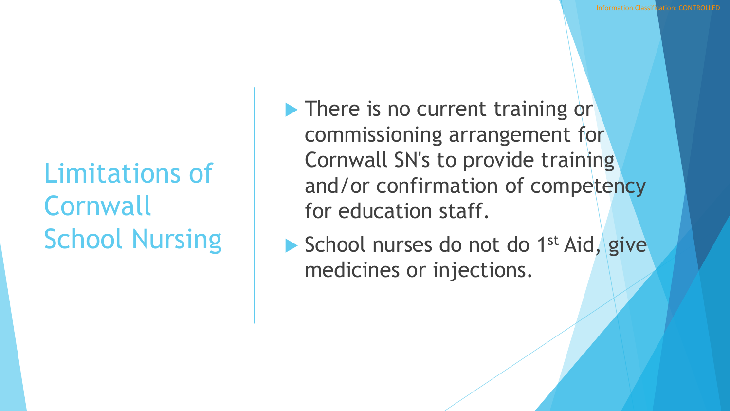# Limitations of Cornwall School Nursing

- There is no current training or commissioning arrangement for Cornwall SN's to provide training and/or confirmation of competency for education staff.
- School nurses do not do 1st Aid, give medicines or injections.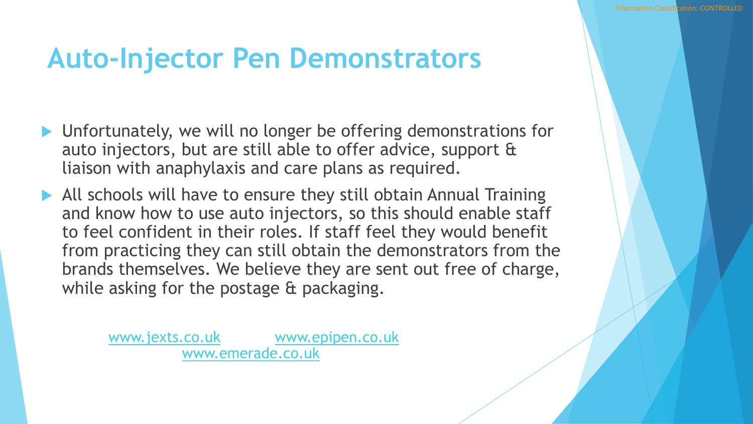# Auto-Injector Pen Demonstrators

- Unfortunately, we will no longer be offering demonstrations for auto injectors, but are still able to offer advice, support & liaison with anaphylaxis and care plans as required.
- All schools will have to ensure they still obtain Annual Training and know how to use auto injectors, so this should enable staff to feel confident in their roles. If staff feel they would benefit from practicing they can still obtain the demonstrators from the brands themselves. We believe they are sent out free of charge, while asking for the postage & packaging.

www.jexts.co.uk www.epipen.co.uk
www.emerade.co.uk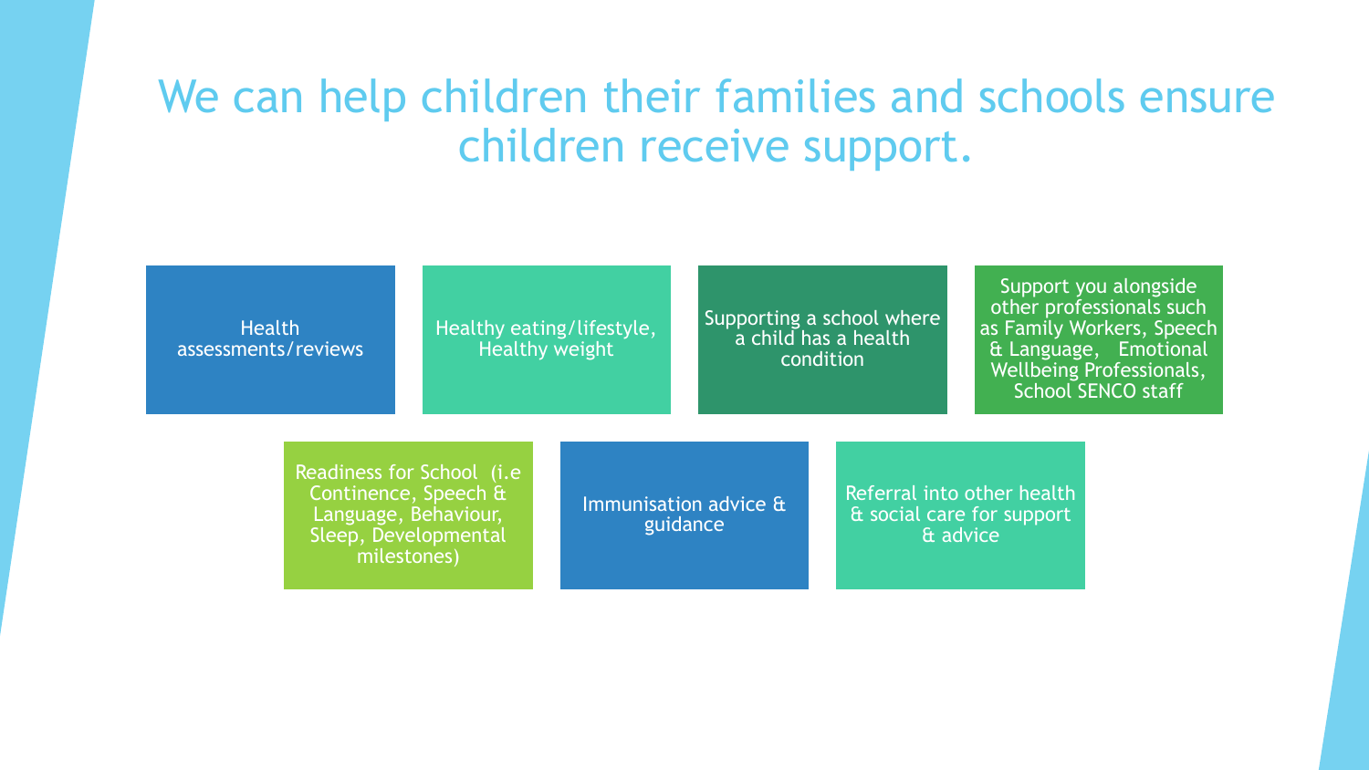# We can help children their families and schools ensure children receive support.

- Health assessments/reviews
- Healthy eating/lifestyle, Healthy weight
- Supporting a school where a child has a health condition
- Support you alongside other professionals such as Family Workers, Speech & Language, Emotional Wellbeing Professionals, School SENCO staff
- Readiness for School (i.e Continence, Speech & Language, Behaviour, Sleep, Developmental milestones)
- Immunisation advice & guidance
- Referral into other health & social care for support & advice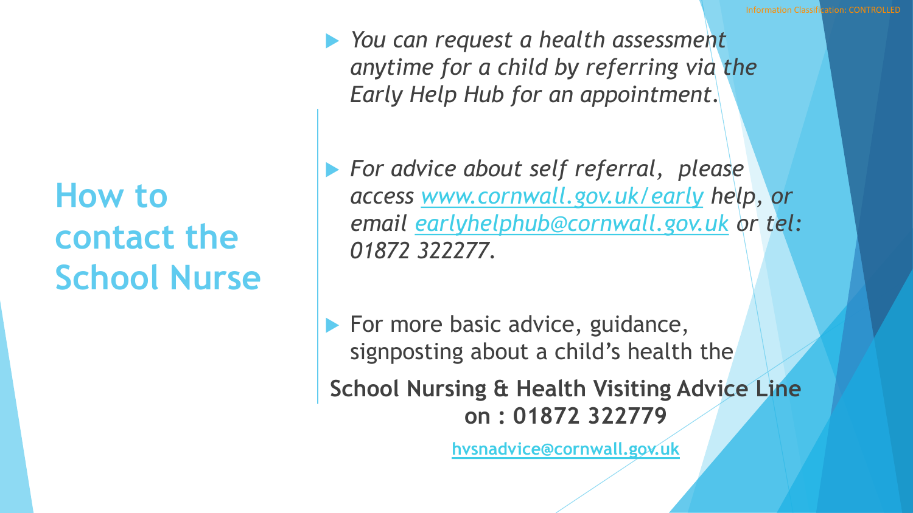# How to contact the School Nurse

- *You can request a health assessment anytime for a child by referring via the Early Help Hub for an appointment.*

- *For advice about self referral, please access www.cornwall.gov.uk/early help, or email earlyhelphub@cornwall.gov.uk or tel: 01872 322277.*

- For more basic advice, guidance, signposting about a child's health the

**School Nursing & Health Visiting Advice Line on : 01872 322779**

**hvsnadvice@cornwall.gov.uk**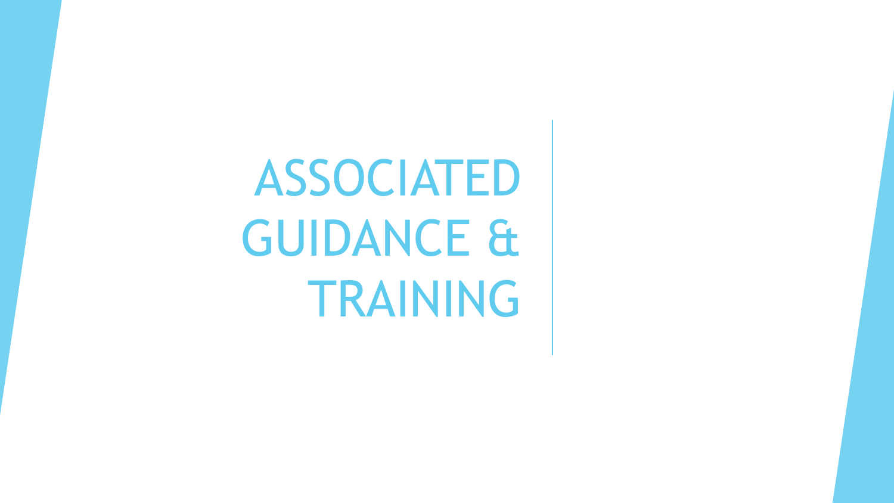# ASSOCIATED GUIDANCE & TRAINING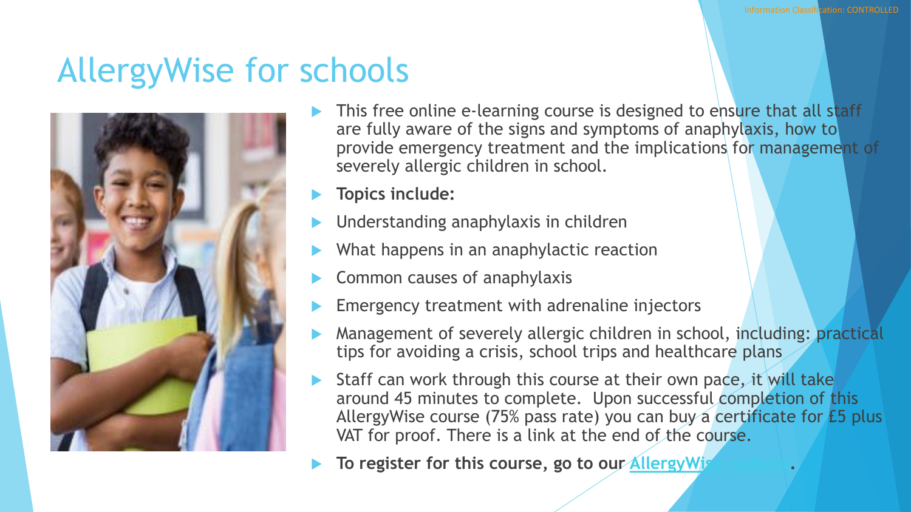# AllergyWise for schools

- This free online e-learning course is designed to ensure that all staff are fully aware of the signs and symptoms of anaphylaxis, how to provide emergency treatment and the implications for management of severely allergic children in school.
- **Topics include:**
- Understanding anaphylaxis in children
- What happens in an anaphylactic reaction
- Common causes of anaphylaxis
- Emergency treatment with adrenaline injectors
- Management of severely allergic children in school, including: practical tips for avoiding a crisis, school trips and healthcare plans
- Staff can work through this course at their own pace, it will take around 45 minutes to complete. Upon successful completion of this AllergyWise course (75% pass rate) you can buy a certificate for £5 plus VAT for proof. There is a link at the end of the course.
- **To register for this course, go to our AllergyWise website.**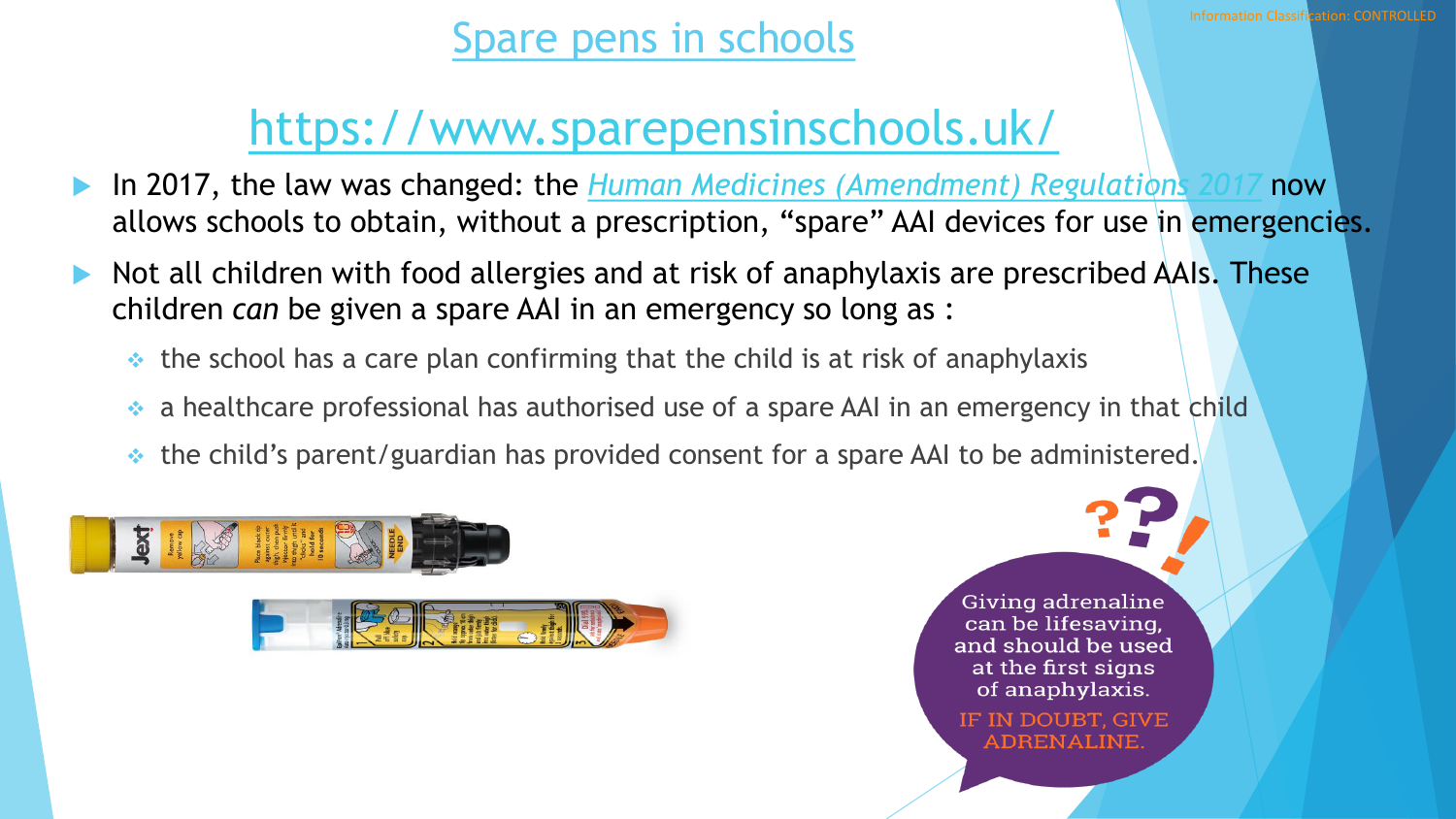# Spare pens in schools

## https://www.sparepensinschools.uk/

- In 2017, the law was changed: the *Human Medicines (Amendment) Regulations 2017* now allows schools to obtain, without a prescription, "spare" AAI devices for use in emergencies.
- Not all children with food allergies and at risk of anaphylaxis are prescribed AAIs. These children *can* be given a spare AAI in an emergency so long as :
  - the school has a care plan confirming that the child is at risk of anaphylaxis
  - a healthcare professional has authorised use of a spare AAI in an emergency in that child
  - the child's parent/guardian has provided consent for a spare AAI to be administered.

Giving adrenaline can be lifesaving, and should be used at the first signs of anaphylaxis.

IF IN DOUBT, GIVE ADRENALINE.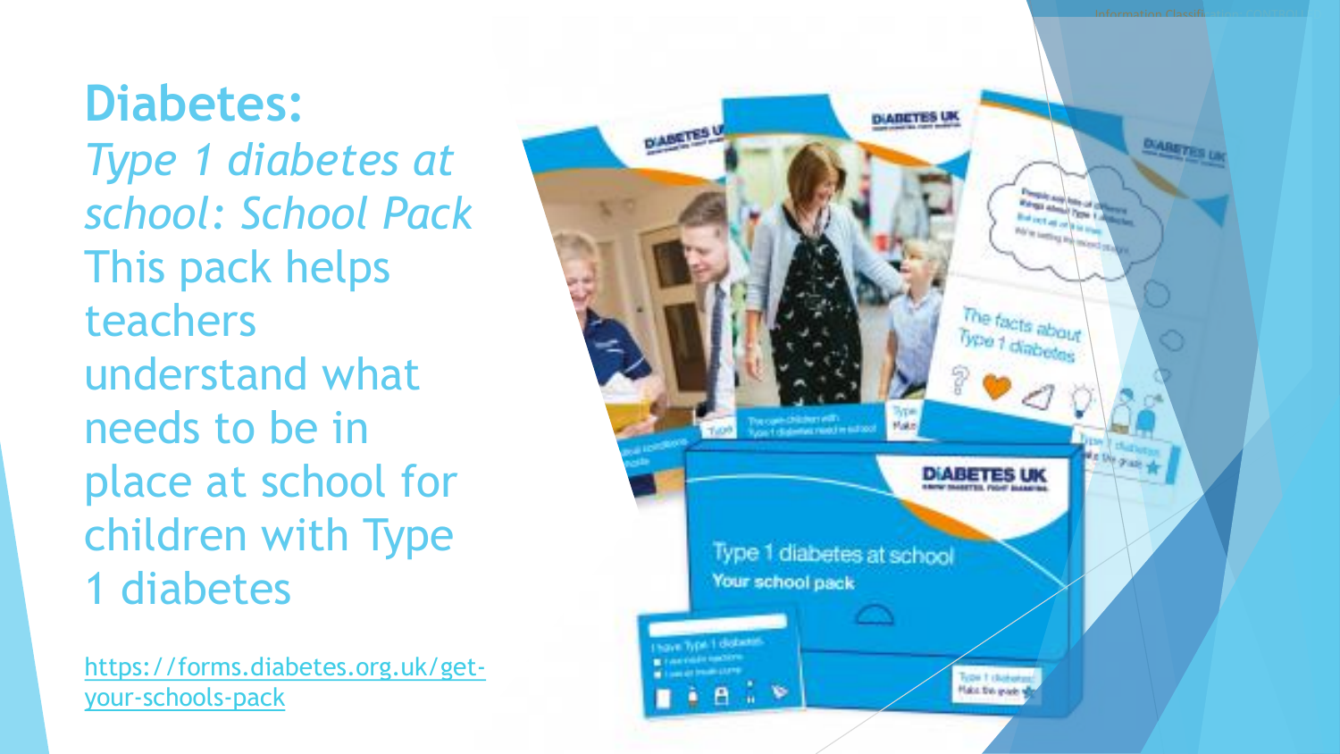# Diabetes:

*Type 1 diabetes at school: School Pack*

This pack helps teachers understand what needs to be in place at school for children with Type 1 diabetes

https://forms.diabetes.org.uk/get-your-schools-pack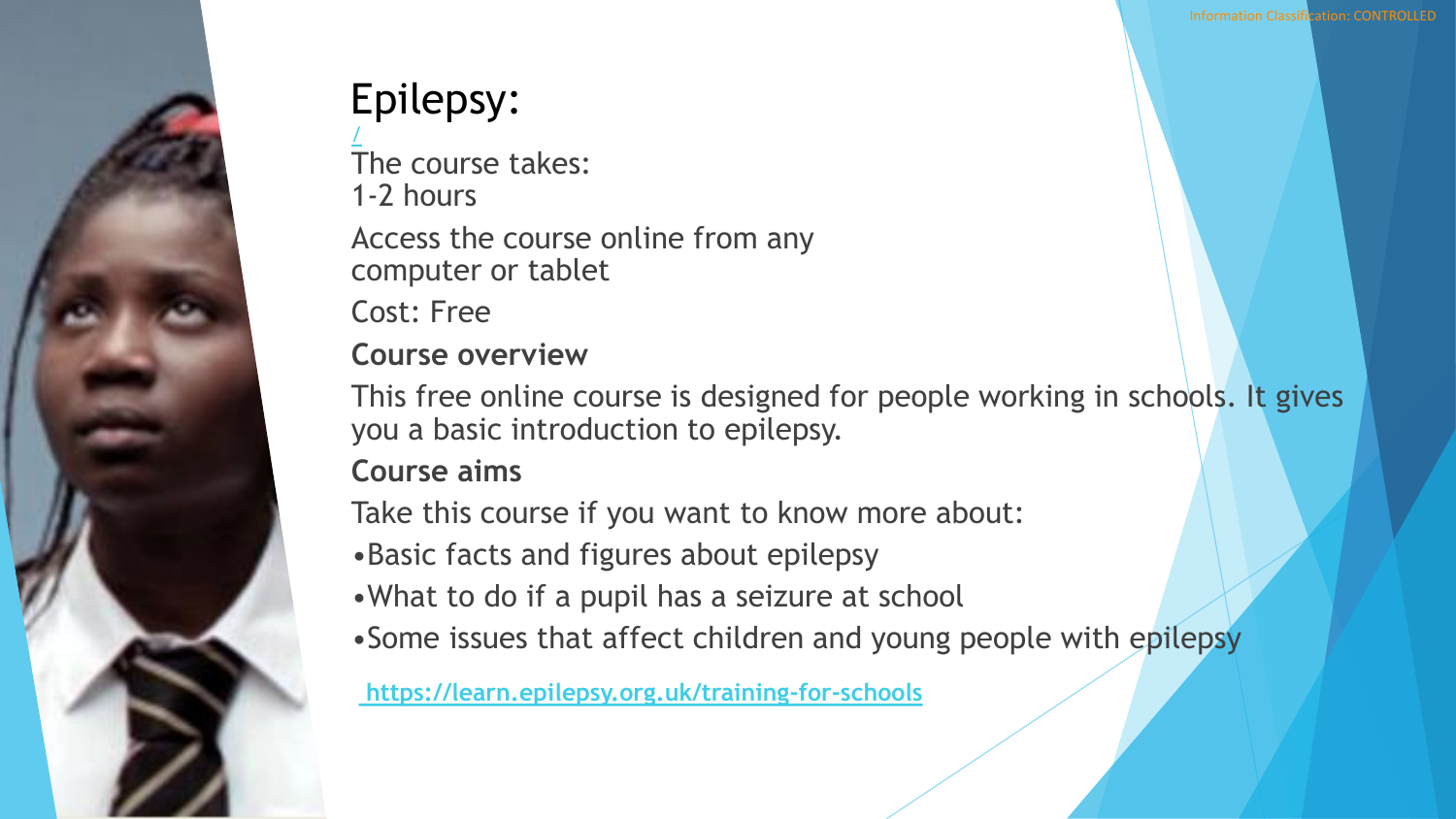# Epilepsy:

/

The course takes:
1-2 hours

Access the course online from any computer or tablet

Cost: Free

**Course overview**

This free online course is designed for people working in schools. It gives you a basic introduction to epilepsy.

**Course aims**

Take this course if you want to know more about:

- Basic facts and figures about epilepsy
- What to do if a pupil has a seizure at school
- Some issues that affect children and young people with epilepsy

https://learn.epilepsy.org.uk/training-for-schools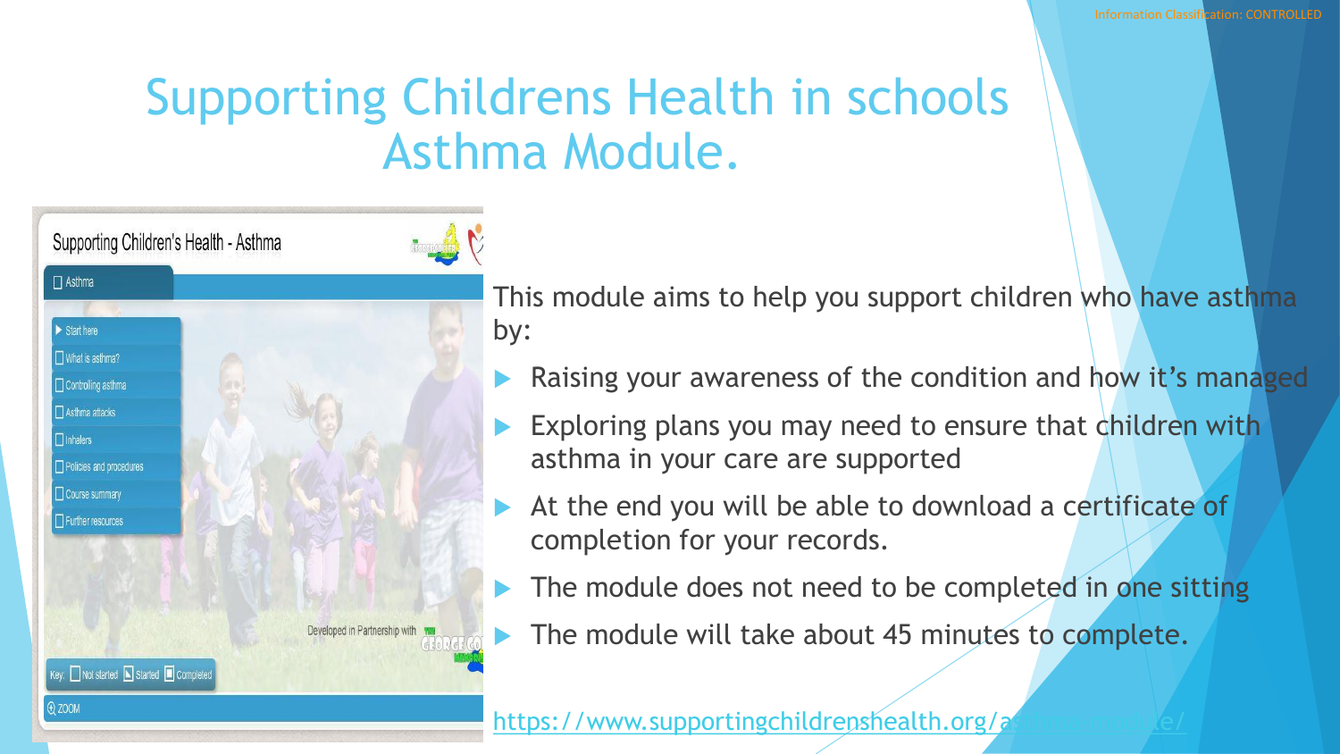# Supporting Childrens Health in schools Asthma Module.

This module aims to help you support children who have asthma by:

- Raising your awareness of the condition and how it's managed
- Exploring plans you may need to ensure that children with asthma in your care are supported
- At the end you will be able to download a certificate of completion for your records.
- The module does not need to be completed in one sitting
- The module will take about 45 minutes to complete.

https://www.supportingchildrenshealth.org/asthma-module/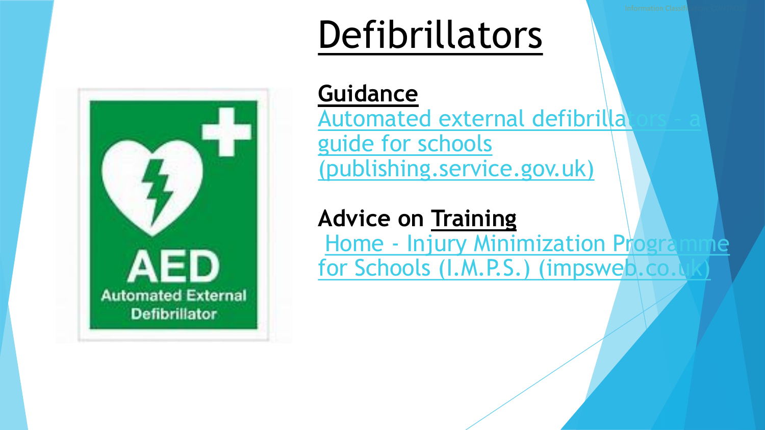# Defibrillators

**Guidance**

Automated external defibrillators - a guide for schools (publishing.service.gov.uk)

**Advice on Training**

Home - Injury Minimization Programme for Schools (I.M.P.S.) (impsweb.co.uk)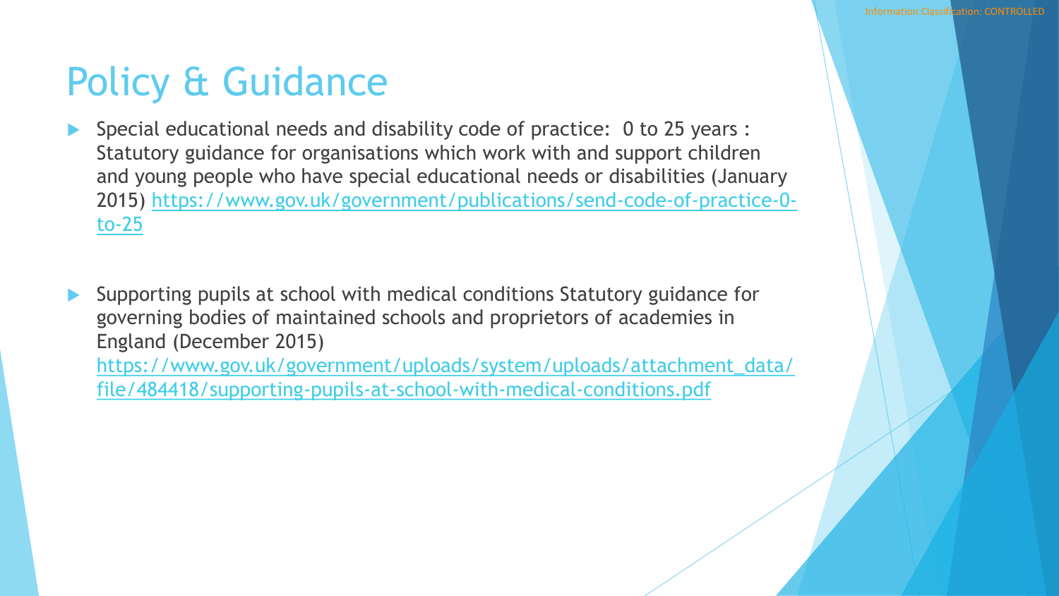# Policy & Guidance

- Special educational needs and disability code of practice: 0 to 25 years : Statutory guidance for organisations which work with and support children and young people who have special educational needs or disabilities (January 2015) https://www.gov.uk/government/publications/send-code-of-practice-0-to-25

- Supporting pupils at school with medical conditions Statutory guidance for governing bodies of maintained schools and proprietors of academies in England (December 2015) https://www.gov.uk/government/uploads/system/uploads/attachment_data/file/484418/supporting-pupils-at-school-with-medical-conditions.pdf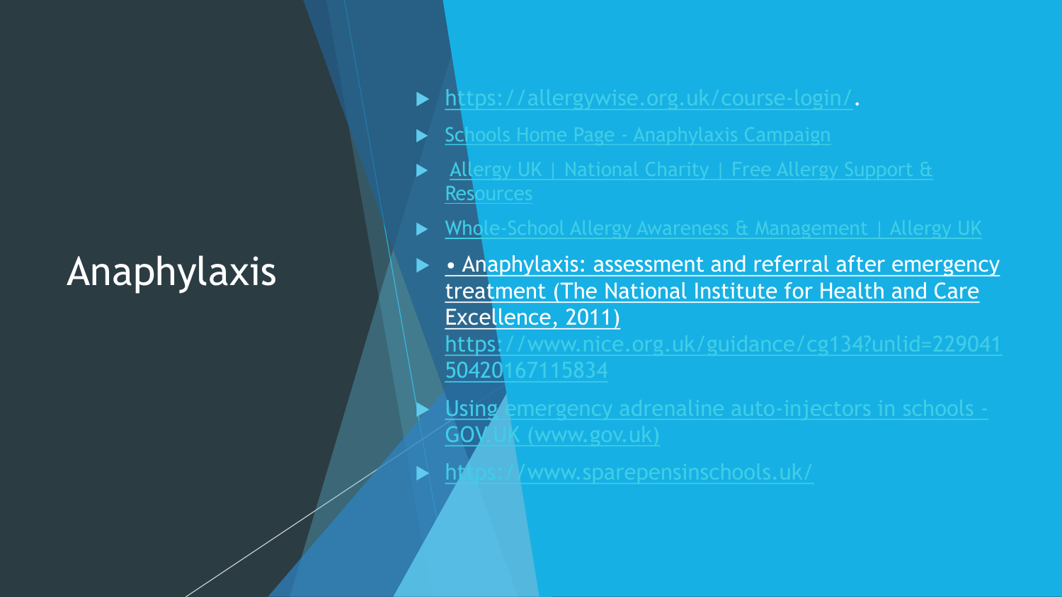# Anaphylaxis

- https://allergywise.org.uk/course-login/.
- Schools Home Page - Anaphylaxis Campaign
- Allergy UK | National Charity | Free Allergy Support & Resources
- Whole-School Allergy Awareness & Management | Allergy UK
- • Anaphylaxis: assessment and referral after emergency treatment (The National Institute for Health and Care Excellence, 2011) https://www.nice.org.uk/guidance/cg134?unlid=22904150420167115834
- Using emergency adrenaline auto-injectors in schools - GOV.UK (www.gov.uk)
- https://www.sparepensinschools.uk/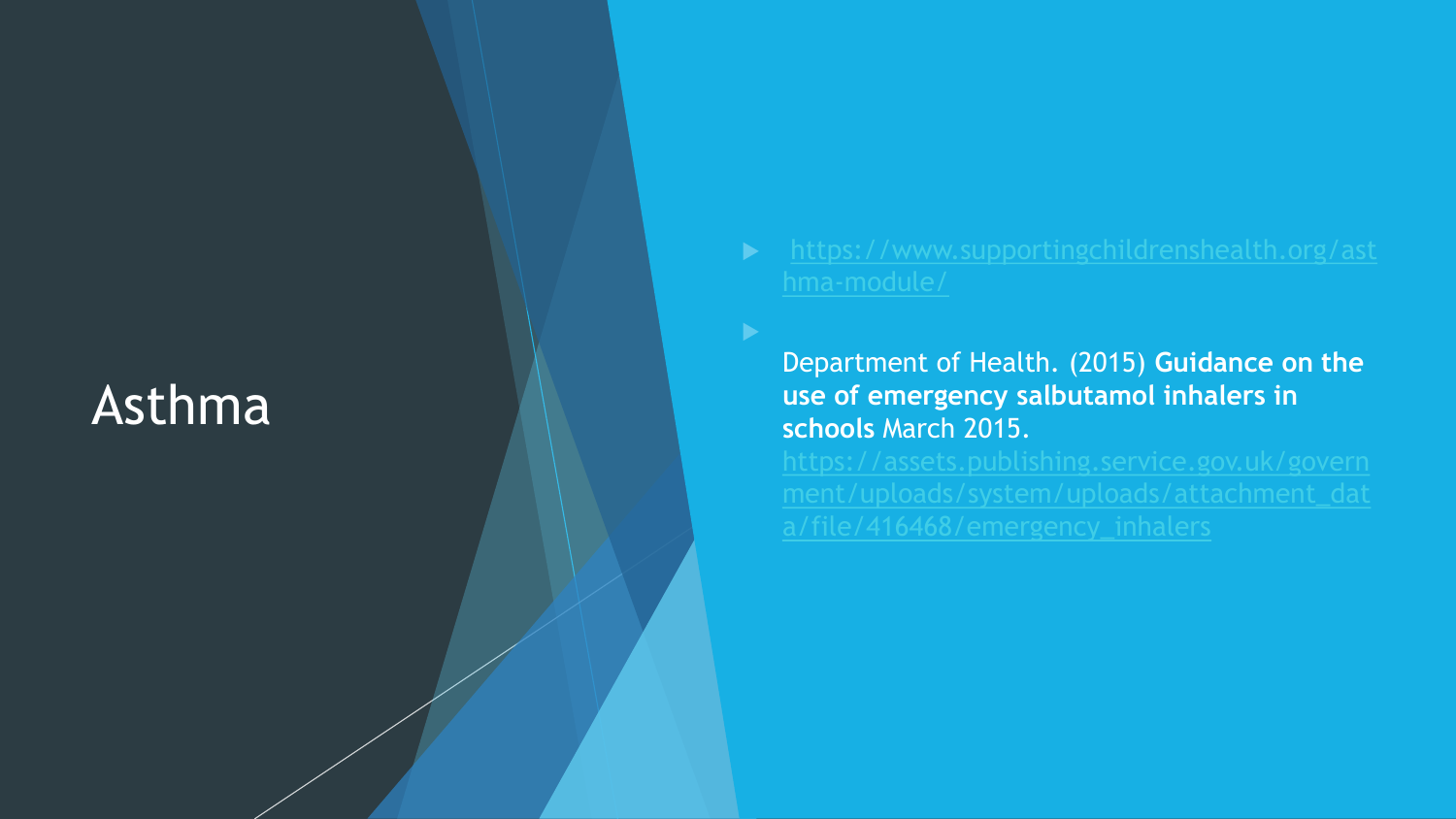# Asthma

- https://www.supportingchildrenshealth.org/asthma-module/
- Department of Health. (2015) **Guidance on the use of emergency salbutamol inhalers in schools** March 2015. https://assets.publishing.service.gov.uk/government/uploads/system/uploads/attachment_data/file/416468/emergency_inhalers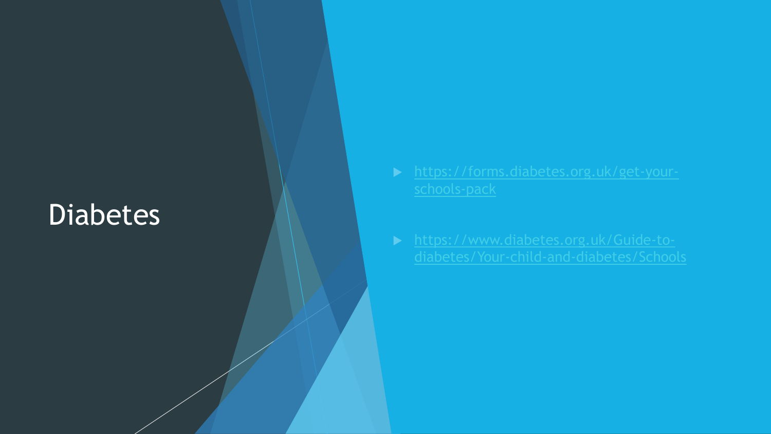# Diabetes

- https://forms.diabetes.org.uk/get-your-schools-pack
- https://www.diabetes.org.uk/Guide-to-diabetes/Your-child-and-diabetes/Schools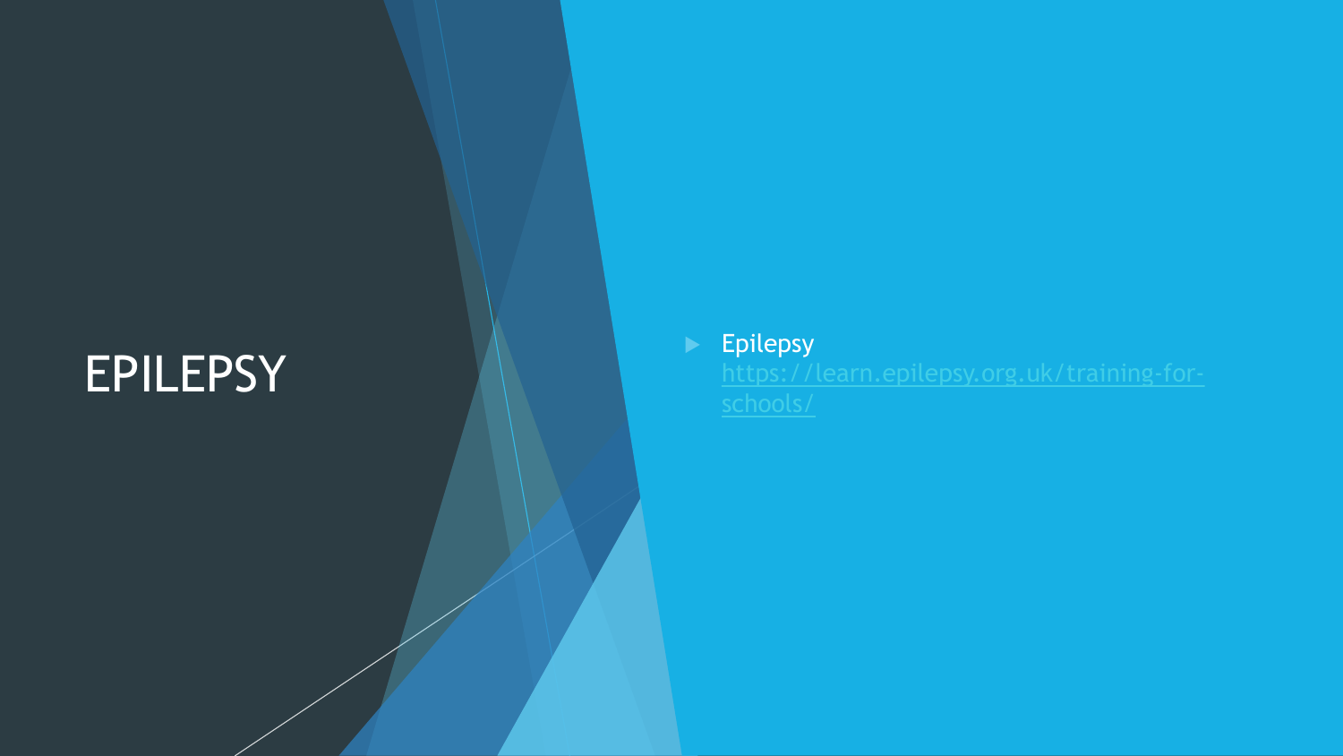# EPILEPSY

- Epilepsy https://learn.epilepsy.org.uk/training-for-schools/